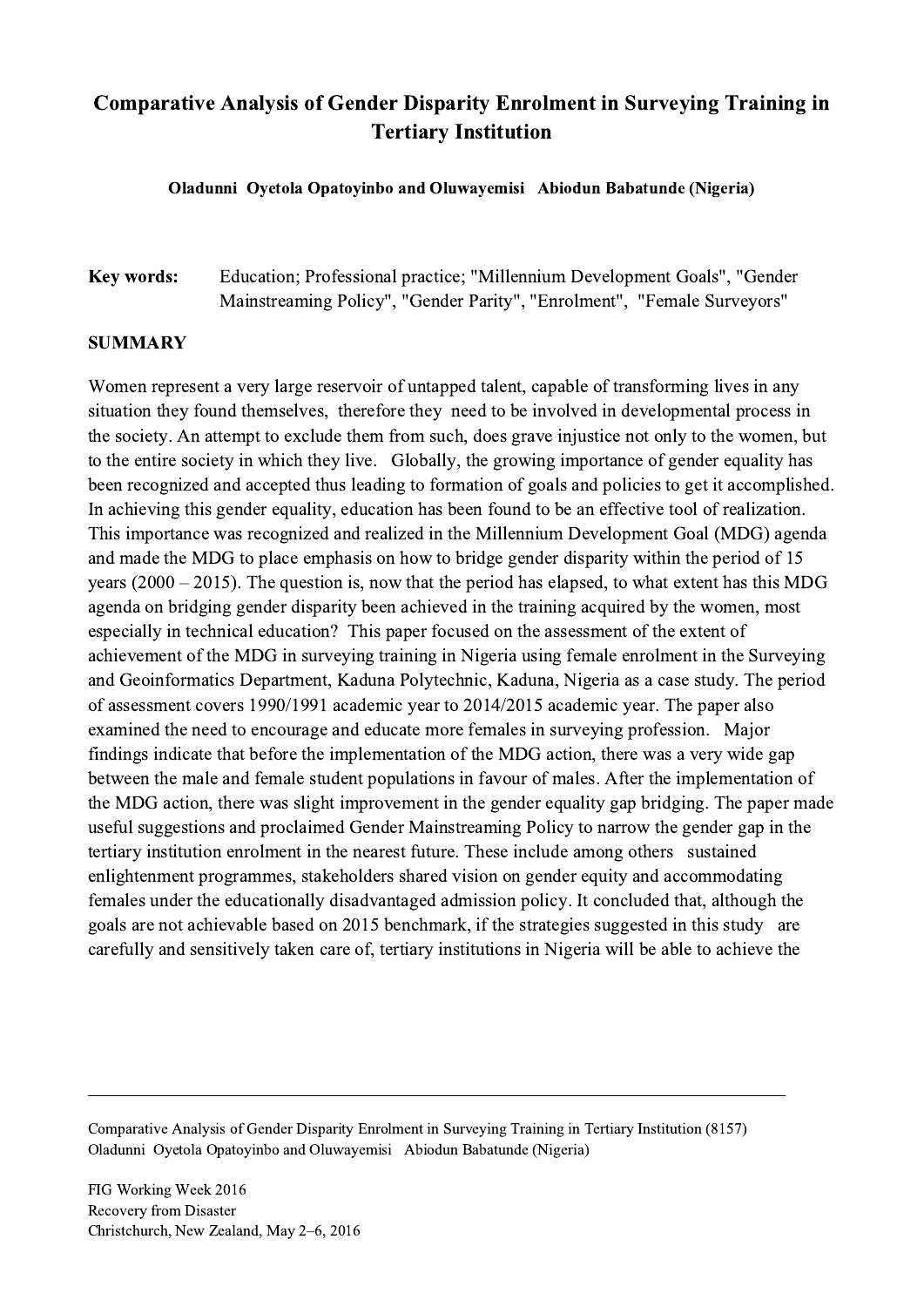# Comparative Analysis of Gender Disparity Enrolment in Surveying Training in Tertiary Institution

**Oladunni Oyetola Opatoyinbo and Oluwayemisi Abiodun Babatunde (Nigeria)**

**Key words:** Education; Professional practice; "Millennium Development Goals", "Gender Mainstreaming Policy", "Gender Parity", "Enrolment", "Female Surveyors"

## SUMMARY

Women represent a very large reservoir of untapped talent, capable of transforming lives in any situation they found themselves, therefore they need to be involved in developmental process in the society. An attempt to exclude them from such, does grave injustice not only to the women, but to the entire society in which they live. Globally, the growing importance of gender equality has been recognized and accepted thus leading to formation of goals and policies to get it accomplished. In achieving this gender equality, education has been found to be an effective tool of realization. This importance was recognized and realized in the Millennium Development Goal (MDG) agenda and made the MDG to place emphasis on how to bridge gender disparity within the period of 15 years (2000 – 2015). The question is, now that the period has elapsed, to what extent has this MDG agenda on bridging gender disparity been achieved in the training acquired by the women, most especially in technical education? This paper focused on the assessment of the extent of achievement of the MDG in surveying training in Nigeria using female enrolment in the Surveying and Geoinformatics Department, Kaduna Polytechnic, Kaduna, Nigeria as a case study. The period of assessment covers 1990/1991 academic year to 2014/2015 academic year. The paper also examined the need to encourage and educate more females in surveying profession. Major findings indicate that before the implementation of the MDG action, there was a very wide gap between the male and female student populations in favour of males. After the implementation of the MDG action, there was slight improvement in the gender equality gap bridging. The paper made useful suggestions and proclaimed Gender Mainstreaming Policy to narrow the gender gap in the tertiary institution enrolment in the nearest future. These include among others sustained enlightenment programmes, stakeholders shared vision on gender equity and accommodating females under the educationally disadvantaged admission policy. It concluded that, although the goals are not achievable based on 2015 benchmark, if the strategies suggested in this study are carefully and sensitively taken care of, tertiary institutions in Nigeria will be able to achieve the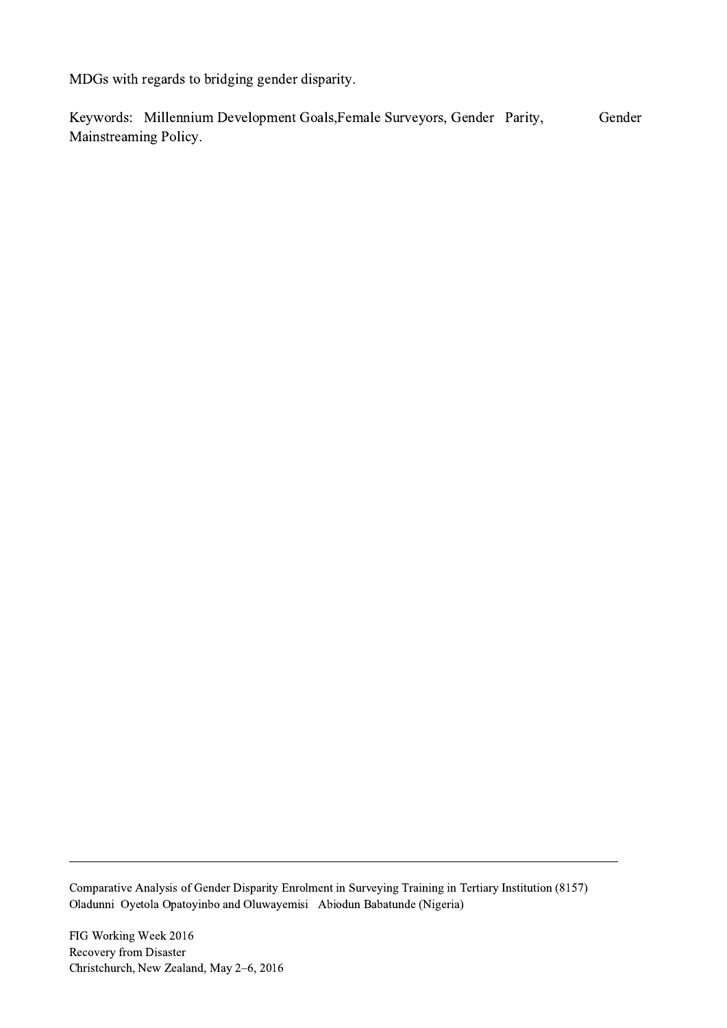MDGs with regards to bridging gender disparity.

Keywords: Millennium Development Goals,Female Surveyors, Gender Parity, Gender Mainstreaming Policy.